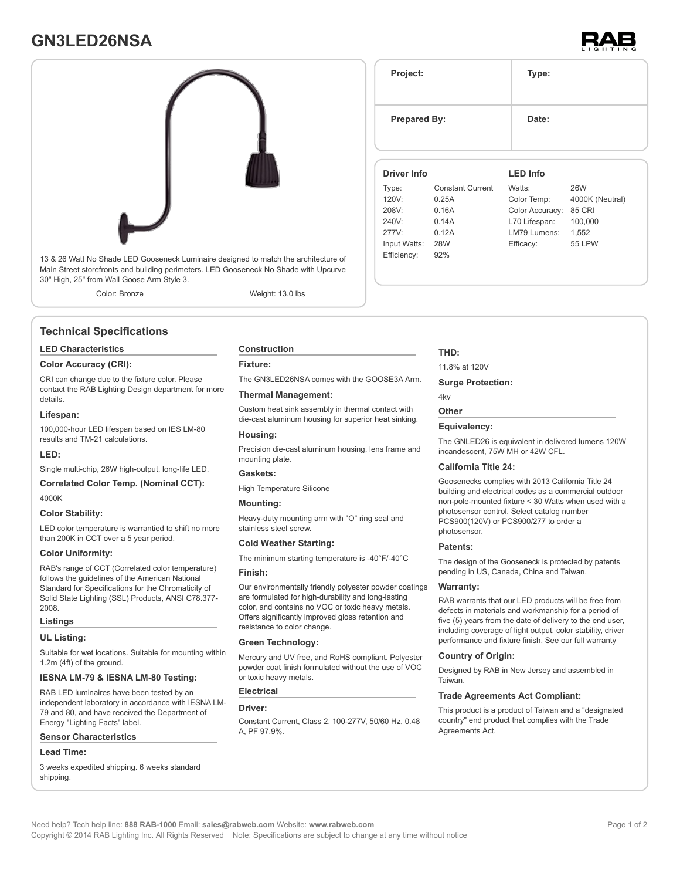# GN3LED26NSA

13 & 26 Watt No Shade LED Gooseneck Luminaire designed to match the architecture of Main Street storefronts and building perimeters. LED Gooseneck No Shade with Upcurve 30" High, 25" from Wall Goose Arm Style 3.

Color: Bronze

Weight: 13.0 lbs

| Project: | Type: |
|---|---|
| Prepared By: | Date: |

**Driver Info**

| | |
|---|---|
| Type: | Constant Current |
| 120V: | 0.25A |
| 208V: | 0.16A |
| 240V: | 0.14A |
| 277V: | 0.12A |
| Input Watts: | 28W |
| Efficiency: | 92% |

**LED Info**

| | |
|---|---|
| Watts: | 26W |
| Color Temp: | 4000K (Neutral) |
| Color Accuracy: | 85 CRI |
| L70 Lifespan: | 100,000 |
| LM79 Lumens: | 1,552 |
| Efficacy: | 55 LPW |

## Technical Specifications

### LED Characteristics

**Color Accuracy (CRI):**

CRI can change due to the fixture color. Please contact the RAB Lighting Design department for more details.

**Lifespan:**

100,000-hour LED lifespan based on IES LM-80 results and TM-21 calculations.

**LED:**

Single multi-chip, 26W high-output, long-life LED.

**Correlated Color Temp. (Nominal CCT):**

4000K

**Color Stability:**

LED color temperature is warrantied to shift no more than 200K in CCT over a 5 year period.

**Color Uniformity:**

RAB's range of CCT (Correlated color temperature) follows the guidelines of the American National Standard for Specifications for the Chromaticity of Solid State Lighting (SSL) Products, ANSI C78.377-2008.

### Listings

**UL Listing:**

Suitable for wet locations. Suitable for mounting within 1.2m (4ft) of the ground.

**IESNA LM-79 & IESNA LM-80 Testing:**

RAB LED luminaires have been tested by an independent laboratory in accordance with IESNA LM-79 and 80, and have received the Department of Energy "Lighting Facts" label.

### Sensor Characteristics

**Lead Time:**

3 weeks expedited shipping. 6 weeks standard shipping.

### Construction

**Fixture:**

The GN3LED26NSA comes with the GOOSE3A Arm.

**Thermal Management:**

Custom heat sink assembly in thermal contact with die-cast aluminum housing for superior heat sinking.

**Housing:**

Precision die-cast aluminum housing, lens frame and mounting plate.

**Gaskets:**

High Temperature Silicone

**Mounting:**

Heavy-duty mounting arm with "O" ring seal and stainless steel screw.

**Cold Weather Starting:**

The minimum starting temperature is -40°F/-40°C

**Finish:**

Our environmentally friendly polyester powder coatings are formulated for high-durability and long-lasting color, and contains no VOC or toxic heavy metals. Offers significantly improved gloss retention and resistance to color change.

**Green Technology:**

Mercury and UV free, and RoHS compliant. Polyester powder coat finish formulated without the use of VOC or toxic heavy metals.

### Electrical

**Driver:**

Constant Current, Class 2, 100-277V, 50/60 Hz, 0.48 A, PF 97.9%.

**THD:**

11.8% at 120V

**Surge Protection:**

4kv

### Other

**Equivalency:**

The GNLED26 is equivalent in delivered lumens 120W incandescent, 75W MH or 42W CFL.

**California Title 24:**

Goosenecks complies with 2013 California Title 24 building and electrical codes as a commercial outdoor non-pole-mounted fixture < 30 Watts when used with a photosensor control. Select catalog number PCS900(120V) or PCS900/277 to order a photosensor.

**Patents:**

The design of the Gooseneck is protected by patents pending in US, Canada, China and Taiwan.

**Warranty:**

RAB warrants that our LED products will be free from defects in materials and workmanship for a period of five (5) years from the date of delivery to the end user, including coverage of light output, color stability, driver performance and fixture finish. See our full warranty

**Country of Origin:**

Designed by RAB in New Jersey and assembled in Taiwan.

**Trade Agreements Act Compliant:**

This product is a product of Taiwan and a "designated country" end product that complies with the Trade Agreements Act.

Need help? Tech help line: **888 RAB-1000** Email: **sales@rabweb.com** Website: **www.rabweb.com**
Copyright © 2014 RAB Lighting Inc. All Rights Reserved Note: Specifications are subject to change at any time without notice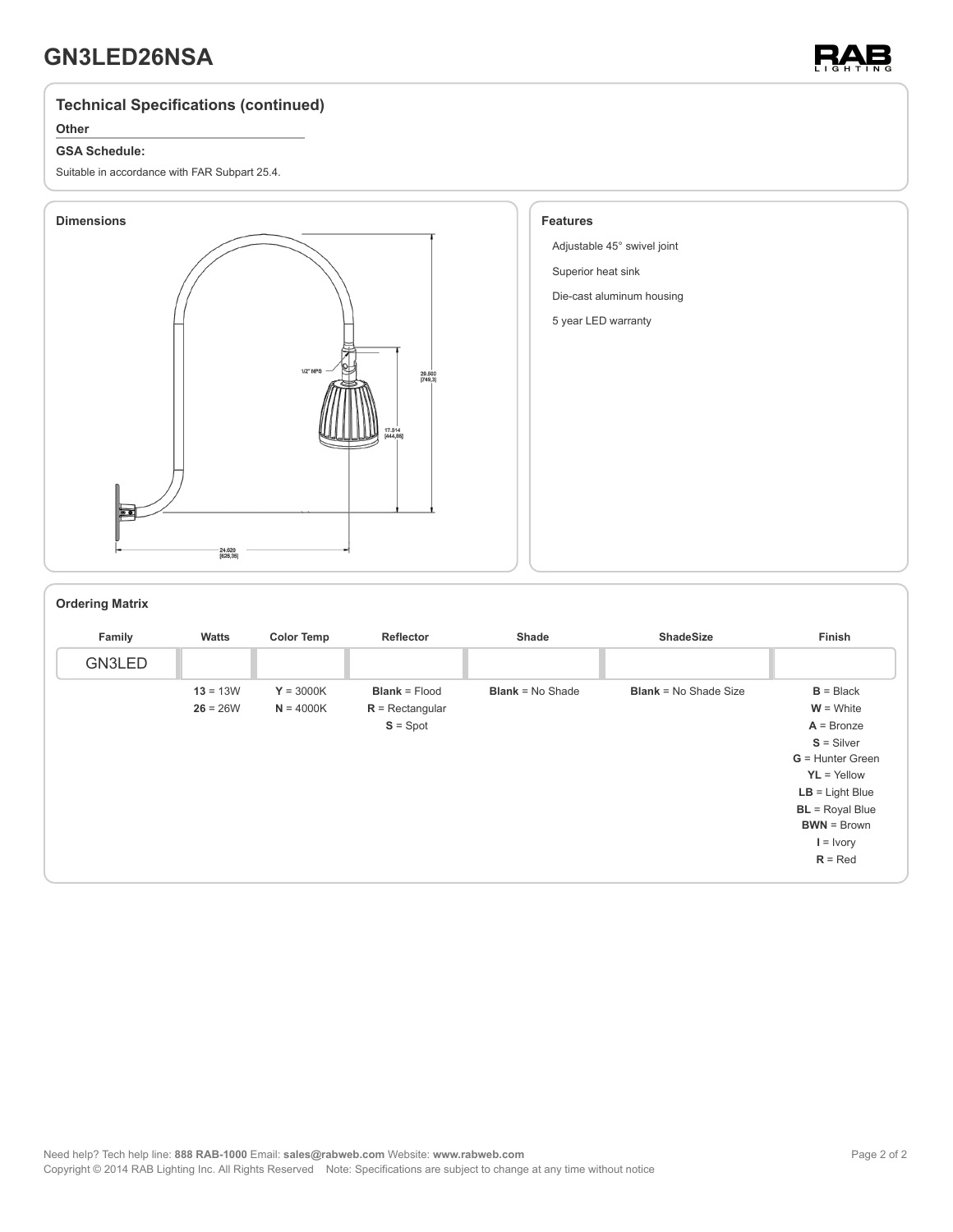# GN3LED26NSA

## Technical Specifications (continued)

### Other

**GSA Schedule:**

Suitable in accordance with FAR Subpart 25.4.

## Dimensions

1/2" NPS

29.500
[749,3]

17.514
[444,85]

24.620
[625,35]

## Features

Adjustable 45° swivel joint

Superior heat sink

Die-cast aluminum housing

5 year LED warranty

## Ordering Matrix

| Family | Watts | Color Temp | Reflector | Shade | ShadeSize | Finish |
|---|---|---|---|---|---|---|
| GN3LED | | | | | | |
| | **13** = 13W | **Y** = 3000K | **Blank** = Flood | **Blank** = No Shade | **Blank** = No Shade Size | **B** = Black |
| | **26** = 26W | **N** = 4000K | **R** = Rectangular | | | **W** = White |
| | | | **S** = Spot | | | **A** = Bronze |
| | | | | | | **S** = Silver |
| | | | | | | **G** = Hunter Green |
| | | | | | | **YL** = Yellow |
| | | | | | | **LB** = Light Blue |
| | | | | | | **BL** = Royal Blue |
| | | | | | | **BWN** = Brown |
| | | | | | | **I** = Ivory |
| | | | | | | **R** = Red |

Need help? Tech help line: **888 RAB-1000** Email: **sales@rabweb.com** Website: **www.rabweb.com**
Copyright © 2014 RAB Lighting Inc. All Rights Reserved Note: Specifications are subject to change at any time without notice